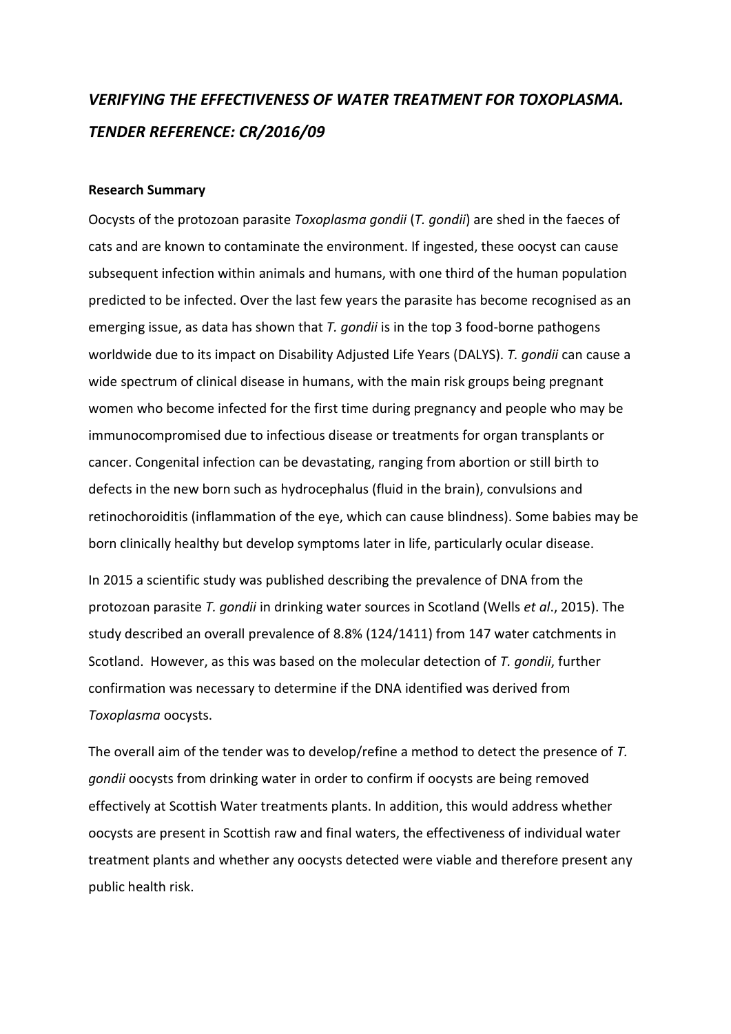# *VERIFYING THE EFFECTIVENESS OF WATER TREATMENT FOR TOXOPLASMA. TENDER REFERENCE: CR/2016/09*

**Research Summary**

Oocysts of the protozoan parasite *Toxoplasma gondii* (*T. gondii*) are shed in the faeces of cats and are known to contaminate the environment. If ingested, these oocyst can cause subsequent infection within animals and humans, with one third of the human population predicted to be infected. Over the last few years the parasite has become recognised as an emerging issue, as data has shown that *T. gondii* is in the top 3 food-borne pathogens worldwide due to its impact on Disability Adjusted Life Years (DALYS). *T. gondii* can cause a wide spectrum of clinical disease in humans, with the main risk groups being pregnant women who become infected for the first time during pregnancy and people who may be immunocompromised due to infectious disease or treatments for organ transplants or cancer. Congenital infection can be devastating, ranging from abortion or still birth to defects in the new born such as hydrocephalus (fluid in the brain), convulsions and retinochoroiditis (inflammation of the eye, which can cause blindness). Some babies may be born clinically healthy but develop symptoms later in life, particularly ocular disease.

In 2015 a scientific study was published describing the prevalence of DNA from the protozoan parasite *T. gondii* in drinking water sources in Scotland (Wells *et al*., 2015). The study described an overall prevalence of 8.8% (124/1411) from 147 water catchments in Scotland. However, as this was based on the molecular detection of *T. gondii*, further confirmation was necessary to determine if the DNA identified was derived from *Toxoplasma* oocysts.

The overall aim of the tender was to develop/refine a method to detect the presence of *T. gondii* oocysts from drinking water in order to confirm if oocysts are being removed effectively at Scottish Water treatments plants. In addition, this would address whether oocysts are present in Scottish raw and final waters, the effectiveness of individual water treatment plants and whether any oocysts detected were viable and therefore present any public health risk.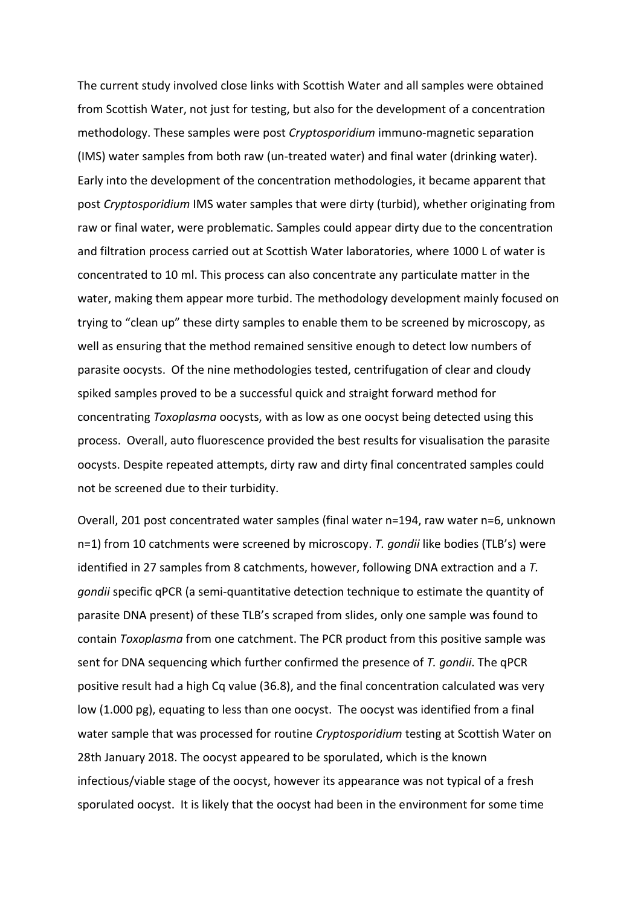The current study involved close links with Scottish Water and all samples were obtained from Scottish Water, not just for testing, but also for the development of a concentration methodology. These samples were post *Cryptosporidium* immuno-magnetic separation (IMS) water samples from both raw (un-treated water) and final water (drinking water). Early into the development of the concentration methodologies, it became apparent that post *Cryptosporidium* IMS water samples that were dirty (turbid), whether originating from raw or final water, were problematic. Samples could appear dirty due to the concentration and filtration process carried out at Scottish Water laboratories, where 1000 L of water is concentrated to 10 ml. This process can also concentrate any particulate matter in the water, making them appear more turbid. The methodology development mainly focused on trying to "clean up" these dirty samples to enable them to be screened by microscopy, as well as ensuring that the method remained sensitive enough to detect low numbers of parasite oocysts. Of the nine methodologies tested, centrifugation of clear and cloudy spiked samples proved to be a successful quick and straight forward method for concentrating *Toxoplasma* oocysts, with as low as one oocyst being detected using this process. Overall, auto fluorescence provided the best results for visualisation the parasite oocysts. Despite repeated attempts, dirty raw and dirty final concentrated samples could not be screened due to their turbidity.

Overall, 201 post concentrated water samples (final water n=194, raw water n=6, unknown n=1) from 10 catchments were screened by microscopy. *T. gondii* like bodies (TLB's) were identified in 27 samples from 8 catchments, however, following DNA extraction and a *T. gondii* specific qPCR (a semi-quantitative detection technique to estimate the quantity of parasite DNA present) of these TLB's scraped from slides, only one sample was found to contain *Toxoplasma* from one catchment. The PCR product from this positive sample was sent for DNA sequencing which further confirmed the presence of *T. gondii*. The qPCR positive result had a high Cq value (36.8), and the final concentration calculated was very low (1.000 pg), equating to less than one oocyst. The oocyst was identified from a final water sample that was processed for routine *Cryptosporidium* testing at Scottish Water on 28th January 2018. The oocyst appeared to be sporulated, which is the known infectious/viable stage of the oocyst, however its appearance was not typical of a fresh sporulated oocyst. It is likely that the oocyst had been in the environment for some time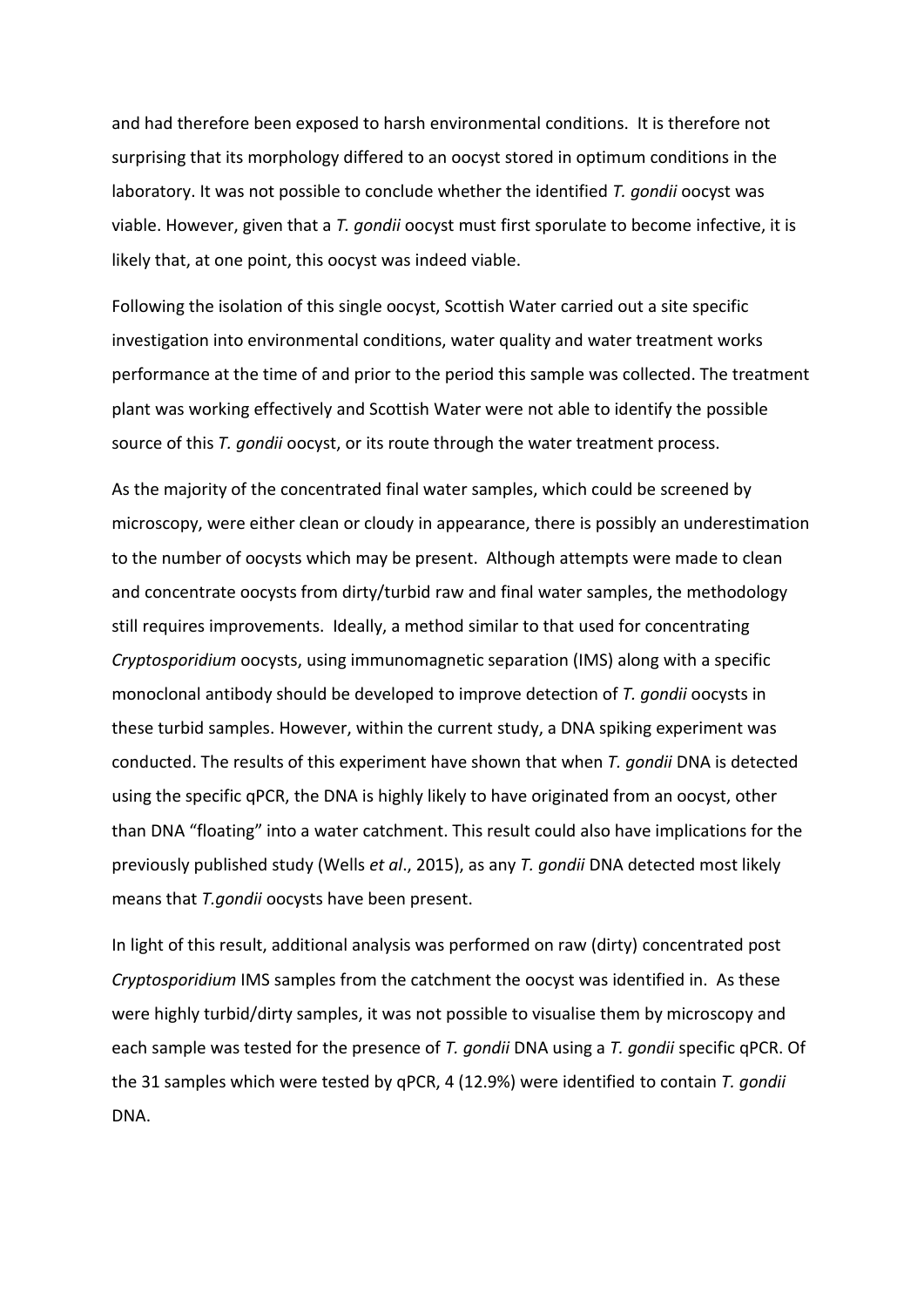and had therefore been exposed to harsh environmental conditions. It is therefore not surprising that its morphology differed to an oocyst stored in optimum conditions in the laboratory. It was not possible to conclude whether the identified *T. gondii* oocyst was viable. However, given that a *T. gondii* oocyst must first sporulate to become infective, it is likely that, at one point, this oocyst was indeed viable.

Following the isolation of this single oocyst, Scottish Water carried out a site specific investigation into environmental conditions, water quality and water treatment works performance at the time of and prior to the period this sample was collected. The treatment plant was working effectively and Scottish Water were not able to identify the possible source of this *T. gondii* oocyst, or its route through the water treatment process.

As the majority of the concentrated final water samples, which could be screened by microscopy, were either clean or cloudy in appearance, there is possibly an underestimation to the number of oocysts which may be present. Although attempts were made to clean and concentrate oocysts from dirty/turbid raw and final water samples, the methodology still requires improvements. Ideally, a method similar to that used for concentrating *Cryptosporidium* oocysts, using immunomagnetic separation (IMS) along with a specific monoclonal antibody should be developed to improve detection of *T. gondii* oocysts in these turbid samples. However, within the current study, a DNA spiking experiment was conducted. The results of this experiment have shown that when *T. gondii* DNA is detected using the specific qPCR, the DNA is highly likely to have originated from an oocyst, other than DNA "floating" into a water catchment. This result could also have implications for the previously published study (Wells *et al*., 2015), as any *T. gondii* DNA detected most likely means that *T.gondii* oocysts have been present.

In light of this result, additional analysis was performed on raw (dirty) concentrated post *Cryptosporidium* IMS samples from the catchment the oocyst was identified in. As these were highly turbid/dirty samples, it was not possible to visualise them by microscopy and each sample was tested for the presence of *T. gondii* DNA using a *T. gondii* specific qPCR. Of the 31 samples which were tested by qPCR, 4 (12.9%) were identified to contain *T. gondii* DNA.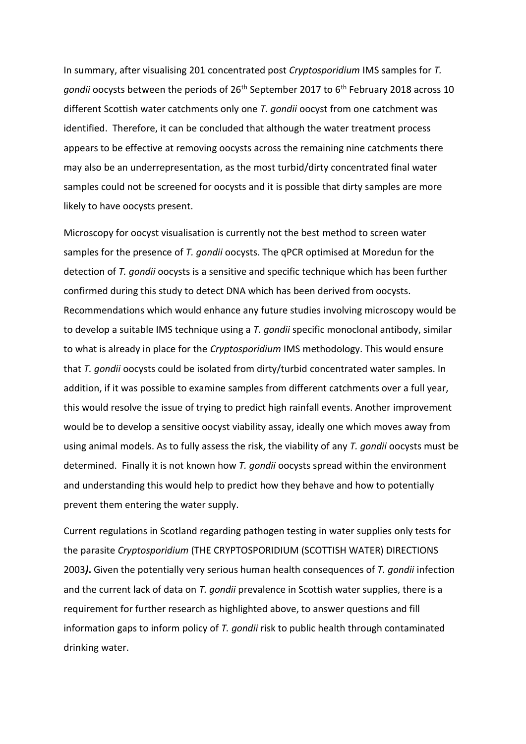In summary, after visualising 201 concentrated post *Cryptosporidium* IMS samples for *T. gondii* oocysts between the periods of 26th September 2017 to 6th February 2018 across 10 different Scottish water catchments only one *T. gondii* oocyst from one catchment was identified. Therefore, it can be concluded that although the water treatment process appears to be effective at removing oocysts across the remaining nine catchments there may also be an underrepresentation, as the most turbid/dirty concentrated final water samples could not be screened for oocysts and it is possible that dirty samples are more likely to have oocysts present.

Microscopy for oocyst visualisation is currently not the best method to screen water samples for the presence of *T. gondii* oocysts. The qPCR optimised at Moredun for the detection of *T. gondii* oocysts is a sensitive and specific technique which has been further confirmed during this study to detect DNA which has been derived from oocysts. Recommendations which would enhance any future studies involving microscopy would be to develop a suitable IMS technique using a *T. gondii* specific monoclonal antibody, similar to what is already in place for the *Cryptosporidium* IMS methodology. This would ensure that *T. gondii* oocysts could be isolated from dirty/turbid concentrated water samples. In addition, if it was possible to examine samples from different catchments over a full year, this would resolve the issue of trying to predict high rainfall events. Another improvement would be to develop a sensitive oocyst viability assay, ideally one which moves away from using animal models. As to fully assess the risk, the viability of any *T. gondii* oocysts must be determined. Finally it is not known how *T. gondii* oocysts spread within the environment and understanding this would help to predict how they behave and how to potentially prevent them entering the water supply.

Current regulations in Scotland regarding pathogen testing in water supplies only tests for the parasite *Cryptosporidium* (THE CRYPTOSPORIDIUM (SCOTTISH WATER) DIRECTIONS 2003***)*.** Given the potentially very serious human health consequences of *T. gondii* infection and the current lack of data on *T. gondii* prevalence in Scottish water supplies, there is a requirement for further research as highlighted above, to answer questions and fill information gaps to inform policy of *T. gondii* risk to public health through contaminated drinking water.